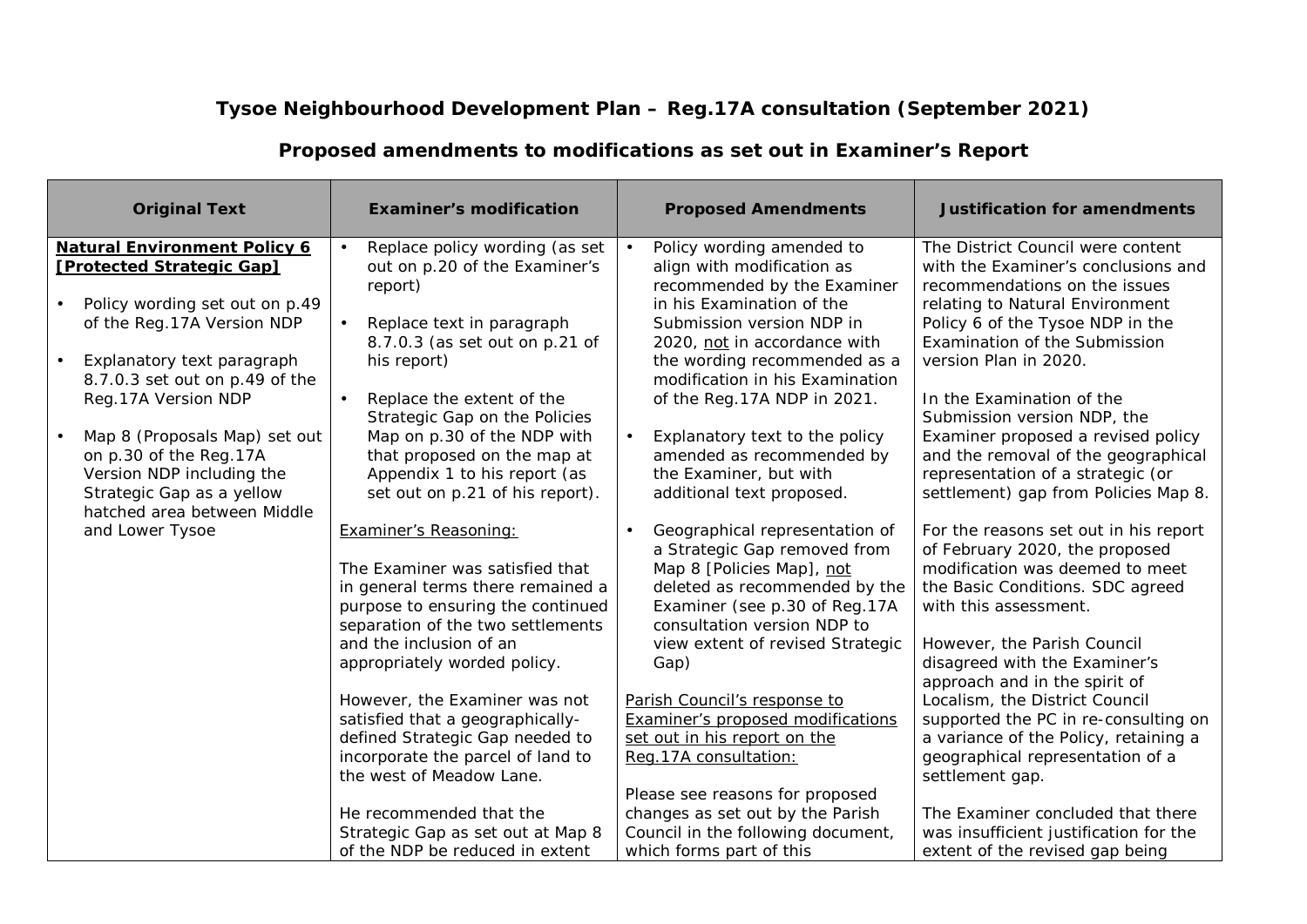**Tysoe Neighbourhood Development Plan – Reg.17A consultation (September 2021)**

**Proposed amendments to modifications as set out in Examiner's Report**

| Original Text | Examiner's modification | Proposed Amendments | Justification for amendments |
|---|---|---|---|
| <u>**Natural Environment Policy 6 [Protected Strategic Gap]**</u><br><br>• Policy wording set out on p.49 of the Reg.17A Version NDP<br><br>• Explanatory text paragraph 8.7.0.3 set out on p.49 of the Reg.17A Version NDP<br><br>• Map 8 (Proposals Map) set out on p.30 of the Reg.17A Version NDP including the Strategic Gap as a yellow hatched area between Middle and Lower Tysoe | • Replace policy wording (as set out on p.20 of the Examiner's report)<br><br>• Replace text in paragraph 8.7.0.3 (as set out on p.21 of his report)<br><br>• Replace the extent of the Strategic Gap on the Policies Map on p.30 of the NDP with that proposed on the map at Appendix 1 to his report (as set out on p.21 of his report).<br><br><u>Examiner's Reasoning:</u><br><br>The Examiner was satisfied that in general terms there remained a purpose to ensuring the continued separation of the two settlements and the inclusion of an appropriately worded policy.<br><br>However, the Examiner was not satisfied that a geographically-defined Strategic Gap needed to incorporate the parcel of land to the west of Meadow Lane.<br><br>He recommended that the Strategic Gap as set out at Map 8 of the NDP be reduced in extent | • Policy wording amended to align with modification as recommended by the Examiner in his Examination of the Submission version NDP in 2020, <u>not</u> in accordance with the wording recommended as a modification in his Examination of the Reg.17A NDP in 2021.<br><br>• Explanatory text to the policy amended as recommended by the Examiner, but with additional text proposed.<br><br>• Geographical representation of a Strategic Gap removed from Map 8 [Policies Map], <u>not</u> deleted as recommended by the Examiner (see p.30 of Reg.17A consultation version NDP to view extent of revised Strategic Gap)<br><br><u>Parish Council's response to Examiner's proposed modifications set out in his report on the Reg.17A consultation:</u><br><br>Please see reasons for proposed changes as set out by the Parish Council in the following document, which forms part of this | The District Council were content with the Examiner's conclusions and recommendations on the issues relating to Natural Environment Policy 6 of the Tysoe NDP in the Examination of the Submission version Plan in 2020.<br><br>In the Examination of the Submission version NDP, the Examiner proposed a revised policy and the removal of the geographical representation of a strategic (or settlement) gap from Policies Map 8.<br><br>For the reasons set out in his report of February 2020, the proposed modification was deemed to meet the Basic Conditions. SDC agreed with this assessment.<br><br>However, the Parish Council disagreed with the Examiner's approach and in the spirit of Localism, the District Council supported the PC in re-consulting on a variance of the Policy, retaining a geographical representation of a settlement gap.<br><br>The Examiner concluded that there was insufficient justification for the extent of the revised gap being |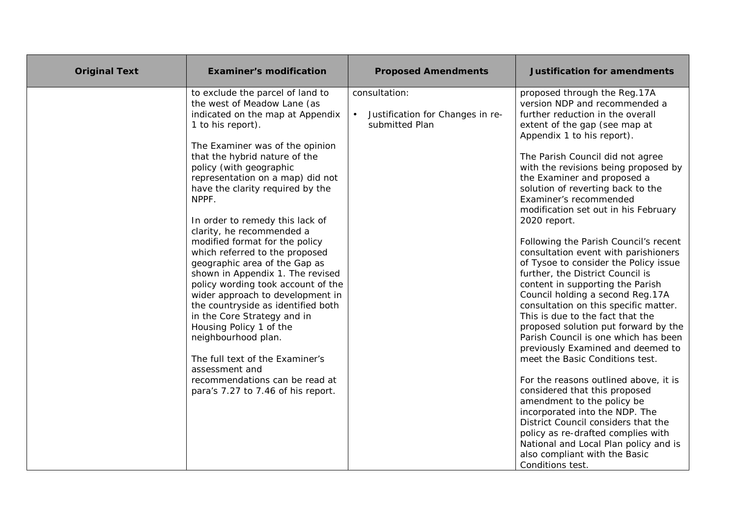| Original Text | Examiner's modification | Proposed Amendments | Justification for amendments |
|---|---|---|---|
| | to exclude the parcel of land to the west of Meadow Lane (as indicated on the map at Appendix 1 to his report).<br><br>The Examiner was of the opinion that the hybrid nature of the policy (with geographic representation on a map) did not have the clarity required by the NPPF.<br><br>In order to remedy this lack of clarity, he recommended a modified format for the policy which referred to the proposed geographic area of the Gap as shown in Appendix 1. The revised policy wording took account of the wider approach to development in the countryside as identified both in the Core Strategy and in Housing Policy 1 of the neighbourhood plan.<br><br>The full text of the Examiner's assessment and recommendations can be read at para's 7.27 to 7.46 of his report. | consultation:<br><br>• Justification for Changes in re-submitted Plan | proposed through the Reg.17A version NDP and recommended a further reduction in the overall extent of the gap (see map at Appendix 1 to his report).<br><br>The Parish Council did not agree with the revisions being proposed by the Examiner and proposed a solution of reverting back to the Examiner's recommended modification set out in his February 2020 report.<br><br>Following the Parish Council's recent consultation event with parishioners of Tysoe to consider the Policy issue further, the District Council is content in supporting the Parish Council holding a second Reg.17A consultation on this specific matter. This is due to the fact that the proposed solution put forward by the Parish Council is one which has been previously Examined and deemed to meet the Basic Conditions test.<br><br>For the reasons outlined above, it is considered that this proposed amendment to the policy be incorporated into the NDP. The District Council considers that the policy as re-drafted complies with National and Local Plan policy and is also compliant with the Basic Conditions test. |